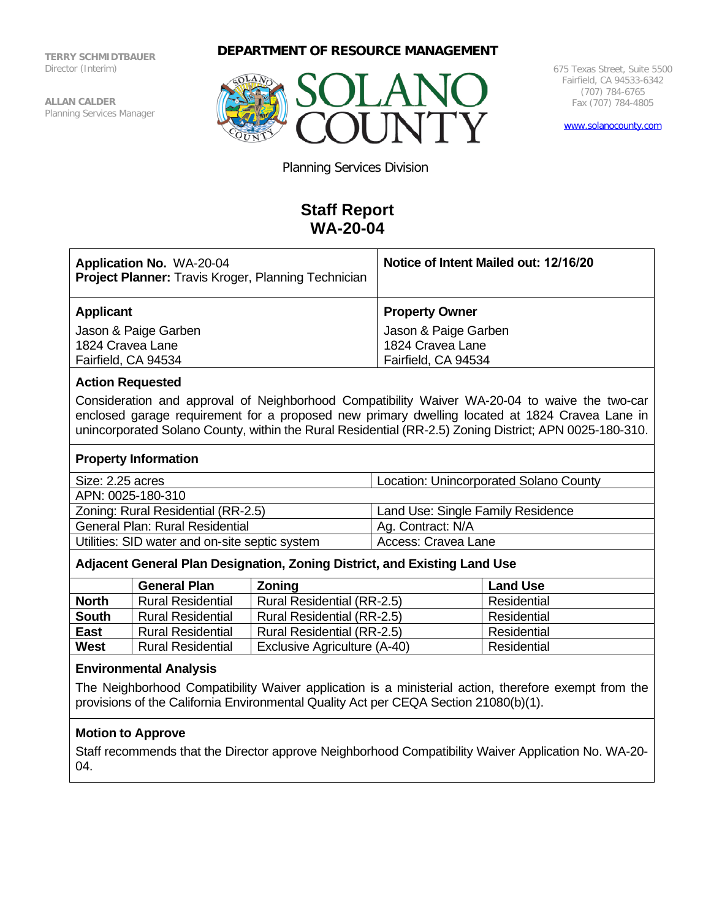TERRY SCHMIDTBAUER
Director (Interim)

ALLAN CALDER
Planning Services Manager

**DEPARTMENT OF RESOURCE MANAGEMENT**

SOLANO COUNTY

675 Texas Street, Suite 5500
Fairfield, CA 94533-6342
(707) 784-6765
Fax (707) 784-4805

www.solanocounty.com

Planning Services Division

# Staff Report
# WA-20-04

| **Application No.** WA-20-04<br>**Project Planner:** Travis Kroger, Planning Technician | **Notice of Intent Mailed out: 12/16/20** |
|---|---|
| **Applicant**<br>Jason & Paige Garben<br>1824 Cravea Lane<br>Fairfield, CA 94534 | **Property Owner**<br>Jason & Paige Garben<br>1824 Cravea Lane<br>Fairfield, CA 94534 |

### Action Requested

Consideration and approval of Neighborhood Compatibility Waiver WA-20-04 to waive the two-car enclosed garage requirement for a proposed new primary dwelling located at 1824 Cravea Lane in unincorporated Solano County, within the Rural Residential (RR-2.5) Zoning District; APN 0025-180-310.

### Property Information

| Size: 2.25 acres | Location: Unincorporated Solano County |
|---|---|
| APN: 0025-180-310 | |
| Zoning: Rural Residential (RR-2.5) | Land Use: Single Family Residence |
| General Plan: Rural Residential | Ag. Contract: N/A |
| Utilities: SID water and on-site septic system | Access: Cravea Lane |

### Adjacent General Plan Designation, Zoning District, and Existing Land Use

| | General Plan | Zoning | Land Use |
|---|---|---|---|
| **North** | Rural Residential | Rural Residential (RR-2.5) | Residential |
| **South** | Rural Residential | Rural Residential (RR-2.5) | Residential |
| **East** | Rural Residential | Rural Residential (RR-2.5) | Residential |
| **West** | Rural Residential | Exclusive Agriculture (A-40) | Residential |

### Environmental Analysis

The Neighborhood Compatibility Waiver application is a ministerial action, therefore exempt from the provisions of the California Environmental Quality Act per CEQA Section 21080(b)(1).

### Motion to Approve

Staff recommends that the Director approve Neighborhood Compatibility Waiver Application No. WA-20-04.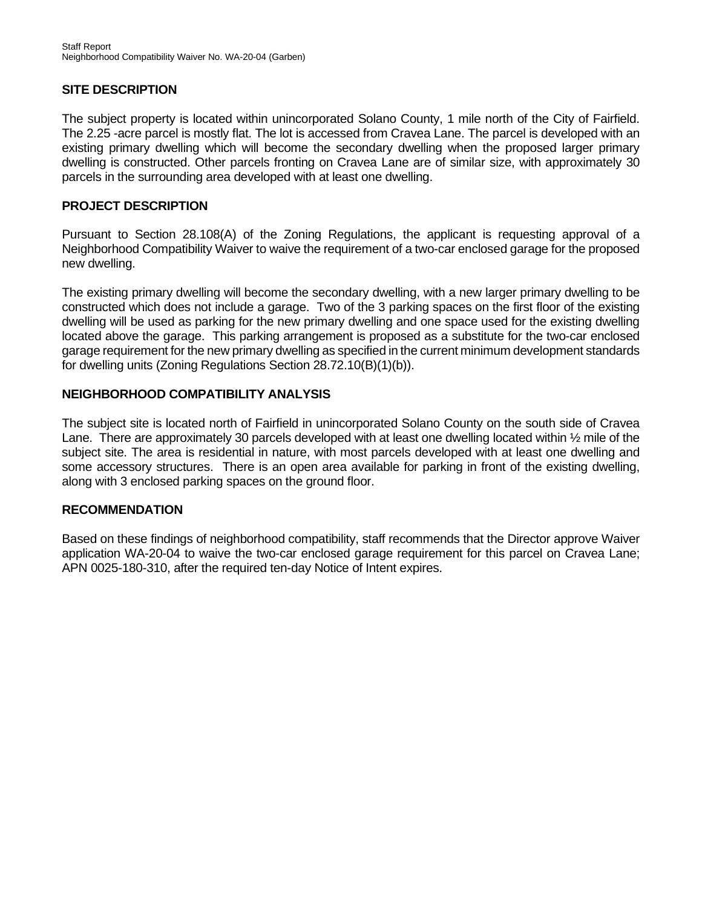## SITE DESCRIPTION

The subject property is located within unincorporated Solano County, 1 mile north of the City of Fairfield. The 2.25 -acre parcel is mostly flat. The lot is accessed from Cravea Lane. The parcel is developed with an existing primary dwelling which will become the secondary dwelling when the proposed larger primary dwelling is constructed. Other parcels fronting on Cravea Lane are of similar size, with approximately 30 parcels in the surrounding area developed with at least one dwelling.

## PROJECT DESCRIPTION

Pursuant to Section 28.108(A) of the Zoning Regulations, the applicant is requesting approval of a Neighborhood Compatibility Waiver to waive the requirement of a two-car enclosed garage for the proposed new dwelling.

The existing primary dwelling will become the secondary dwelling, with a new larger primary dwelling to be constructed which does not include a garage. Two of the 3 parking spaces on the first floor of the existing dwelling will be used as parking for the new primary dwelling and one space used for the existing dwelling located above the garage. This parking arrangement is proposed as a substitute for the two-car enclosed garage requirement for the new primary dwelling as specified in the current minimum development standards for dwelling units (Zoning Regulations Section 28.72.10(B)(1)(b)).

## NEIGHBORHOOD COMPATIBILITY ANALYSIS

The subject site is located north of Fairfield in unincorporated Solano County on the south side of Cravea Lane. There are approximately 30 parcels developed with at least one dwelling located within ½ mile of the subject site. The area is residential in nature, with most parcels developed with at least one dwelling and some accessory structures. There is an open area available for parking in front of the existing dwelling, along with 3 enclosed parking spaces on the ground floor.

## RECOMMENDATION

Based on these findings of neighborhood compatibility, staff recommends that the Director approve Waiver application WA-20-04 to waive the two-car enclosed garage requirement for this parcel on Cravea Lane; APN 0025-180-310, after the required ten-day Notice of Intent expires.